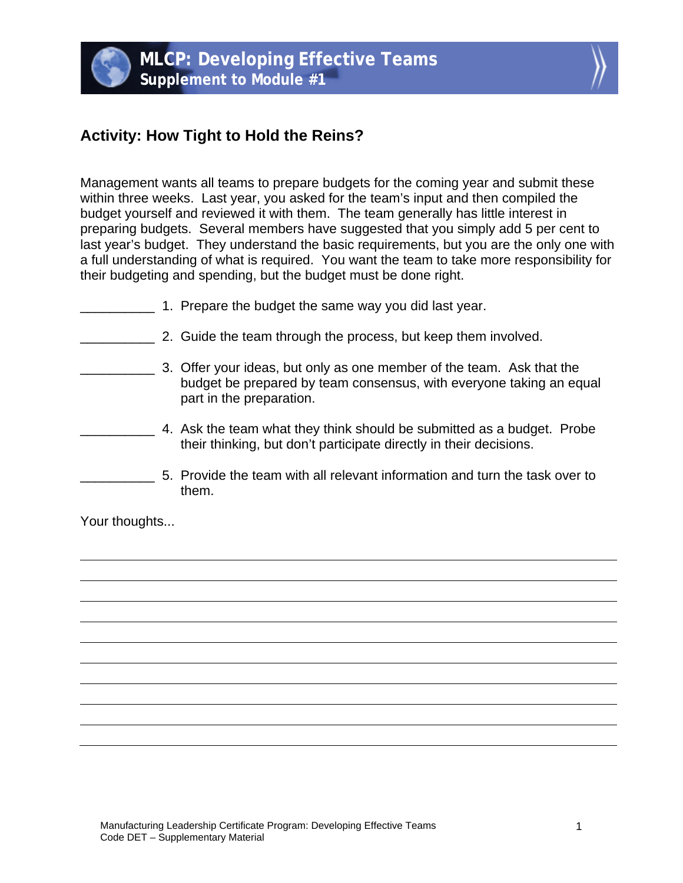# MLCP: Developing Effective Teams

## Supplement to Module #1

### Activity: How Tight to Hold the Reins?

Management wants all teams to prepare budgets for the coming year and submit these within three weeks. Last year, you asked for the team's input and then compiled the budget yourself and reviewed it with them. The team generally has little interest in preparing budgets. Several members have suggested that you simply add 5 per cent to last year's budget. They understand the basic requirements, but you are the only one with a full understanding of what is required. You want the team to take more responsibility for their budgeting and spending, but the budget must be done right.

__________ 1. Prepare the budget the same way you did last year.

__________ 2. Guide the team through the process, but keep them involved.

__________ 3. Offer your ideas, but only as one member of the team. Ask that the budget be prepared by team consensus, with everyone taking an equal part in the preparation.

__________ 4. Ask the team what they think should be submitted as a budget. Probe their thinking, but don't participate directly in their decisions.

__________ 5. Provide the team with all relevant information and turn the task over to them.

Your thoughts...

________________________________________________________________________

________________________________________________________________________

________________________________________________________________________

________________________________________________________________________

________________________________________________________________________

________________________________________________________________________

________________________________________________________________________

________________________________________________________________________

________________________________________________________________________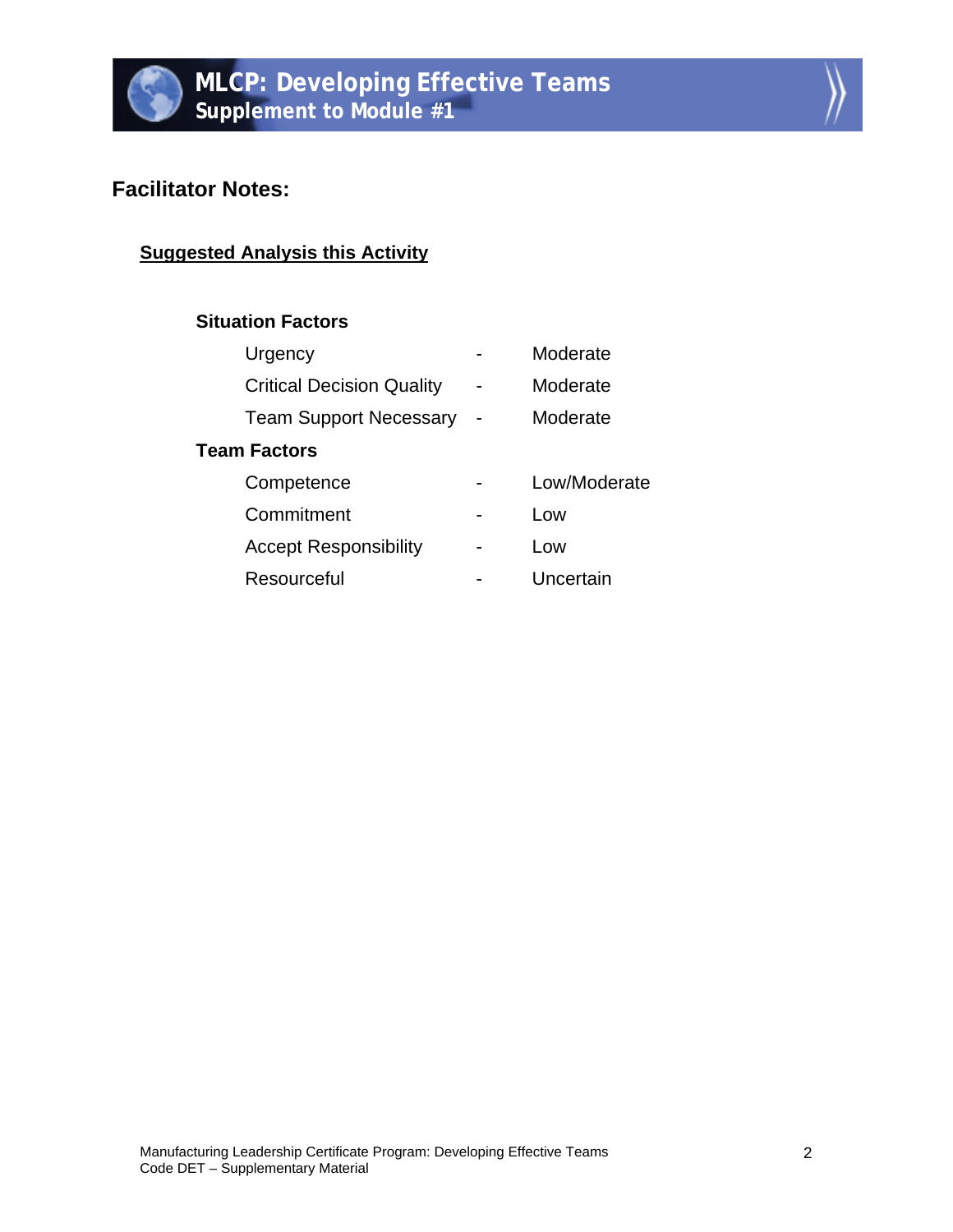## Facilitator Notes:

**Suggested Analysis this Activity**

**Situation Factors**

| | | |
|---|---|---|
| Urgency | - | Moderate |
| Critical Decision Quality | - | Moderate |
| Team Support Necessary | - | Moderate |

**Team Factors**

| | | |
|---|---|---|
| Competence | - | Low/Moderate |
| Commitment | - | Low |
| Accept Responsibility | - | Low |
| Resourceful | - | Uncertain |